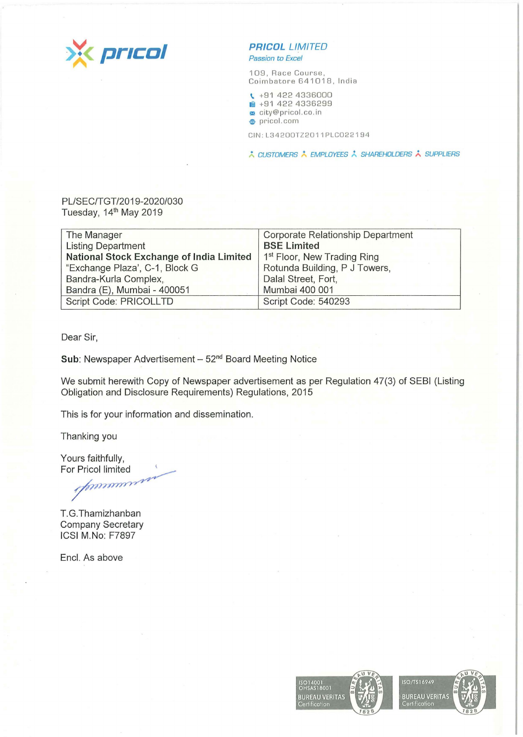**PRICOL LIMITED**
*Passion to Excel*

109, Race Course,
Coimbatore 641018, India

+91 422 4336000
+91 422 4336299
city@pricol.co.in
pricol.com

CIN: L34200TZ2011PLC022194

CUSTOMERS EMPLOYEES SHAREHOLDERS SUPPLIERS

PL/SEC/TGT/2019-2020/030
Tuesday, 14th May 2019

| The Manager<br>Listing Department<br>**National Stock Exchange of India Limited**<br>"Exchange Plaza', C-1, Block G<br>Bandra-Kurla Complex,<br>Bandra (E), Mumbai - 400051 | Corporate Relationship Department<br>**BSE Limited**<br>1st Floor, New Trading Ring<br>Rotunda Building, P J Towers,<br>Dalal Street, Fort,<br>Mumbai 400 001 |
|---|---|
| Script Code: PRICOLLTD | Script Code: 540293 |

Dear Sir,

**Sub**: Newspaper Advertisement – 52nd Board Meeting Notice

We submit herewith Copy of Newspaper advertisement as per Regulation 47(3) of SEBI (Listing Obligation and Disclosure Requirements) Regulations, 2015

This is for your information and dissemination.

Thanking you

Yours faithfully,
For Pricol limited

T.G.Thamizhanban
Company Secretary
ICSI M.No: F7897

Encl. As above

ISO14001
OHSAS18001
BUREAU VERITAS
Certification

ISO/TS16949
BUREAU VERITAS
Certification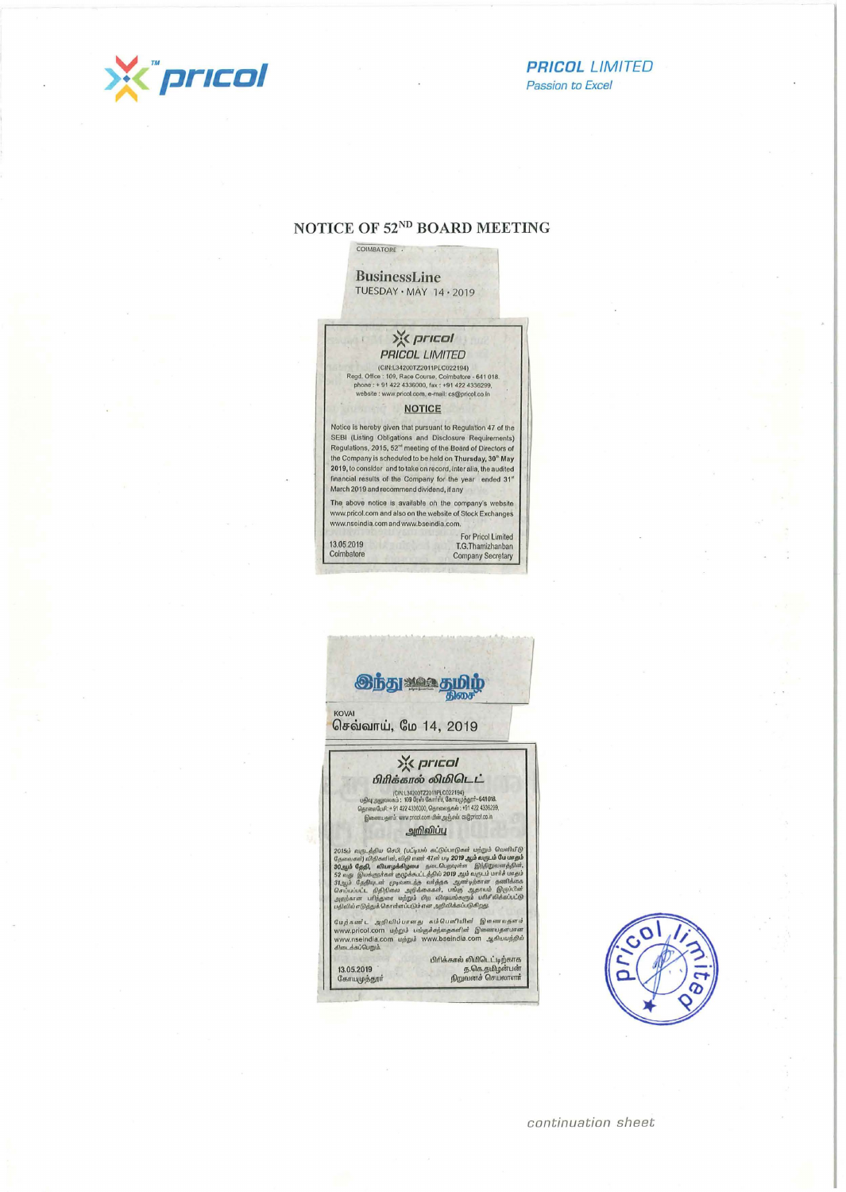**PRICOL** *LIMITED*
*Passion to Excel*

# NOTICE OF 52[ND] BOARD MEETING

COIMBATORE

**BusinessLine**
TUESDAY · MAY 14 · 2019

**pricol**
*PRICOL LIMITED*
(CIN:L34200TZ2011PLC022194)
Regd. Office : 109, Race Course, Coimbatore - 641 018.
phone : + 91 422 4336000, fax : +91 422 4336299,
website : www.pricol.com, e-mail: cs@pricol.co.in

**NOTICE**

Notice is hereby given that pursuant to Regulation 47 of the SEBI (Listing Obligations and Disclosure Requirements) Regulations, 2015, 52[nd] meeting of the Board of Directors of the Company is scheduled to be held on **Thursday, 30[th] May 2019**, to consider and to take on record, inter alia, the audited financial results of the Company for the year ended 31[st] March 2019 and recommend dividend, if any

The above notice is available on the company's website www.pricol.com and also on the website of Stock Exchanges www.nseindia.com and www.bseindia.com.

13.05.2019
Coimbatore

For Pricol Limited
T.G.Thamizhanban
Company Secretary

இந்து தமிழ் திசை

KOVAI
செவ்வாய், மே 14, 2019

**pricol**
*பிரிக்கால் லிமிடெட்*
(CIN:L34200TZ2011PLC022194)
பதிவு அலுவலகம் : 109 ரேஸ் கோர்ஸ், கோயமுத்தூர் - 641018.
தொலைபேசி: +91 422 4336000, தொலைநகல் : +91 422 4336299,
இணையதளம்: www.pricol.com மின் அஞ்சல்: cs@pricol.co.in

**அறிவிப்பு**

2015ம் வருடத்திய செபி (பட்டியல் கட்டுப்பாடுகள் மற்றும் வெளியீடு தேவைகள்) விதிகளின், விதி எண் 47ன் படி **2019 ஆம் வருடம் மே மாதம் 30ஆம் தேதி, வியாழக்கிழமை** நடைபெறவுள்ள இந்நிறுவனத்தின் 52 வது இயக்குநர்கள் குழுக்கூட்டத்தில் 2019 ஆம் வருடம் மார்ச் மாதம் 31ஆம் தேதியுடன் முடிவடைந்த வர்த்தக ஆண்டிற்கான தணிக்கை செய்யப்பட்ட நிதிநிலை அறிக்கைகள், பங்கு ஆதாயம் இருப்பின் அதற்கான பரிந்துரை மற்றும் பிற விஷயங்களும் பரிசீலிக்கப்பட்டு பதிவில் எடுத்துக் கொள்ளப்படும் என அறிவிக்கப்படுகிறது.

மேற்கண்ட அறிவிப்பானது கம்பெனியின் இணையதளம் www.pricol.com மற்றும் பங்குச்சந்தைகளின் இணையதளமான www.nseindia.com மற்றும் www.bseindia.com ஆகியவற்றில் கிடைக்கப்பெறும்.

13.05.2019
கோயமுத்தூர்

பிரிக்கால் லிமிடெட்டிற்காக
த.கெ.தமிழன்பன்
நிறுவனச் செயலாளர்

*continuation sheet*